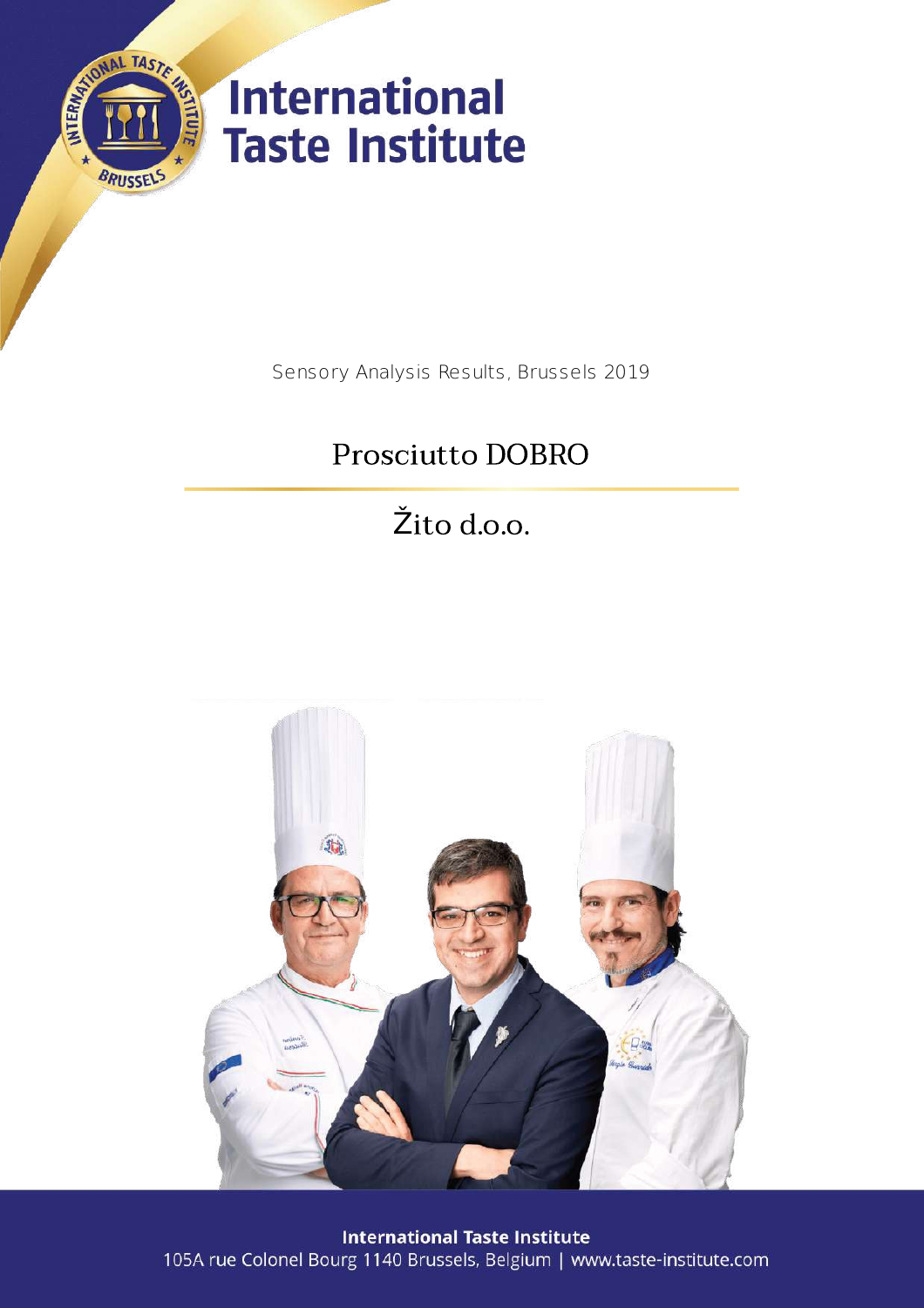# International Taste Institute

Sensory Analysis Results, Brussels 2019

## Prosciutto DOBRO

## Žito d.o.o.

**International Taste Institute**
105A rue Colonel Bourg 1140 Brussels, Belgium | www.taste-institute.com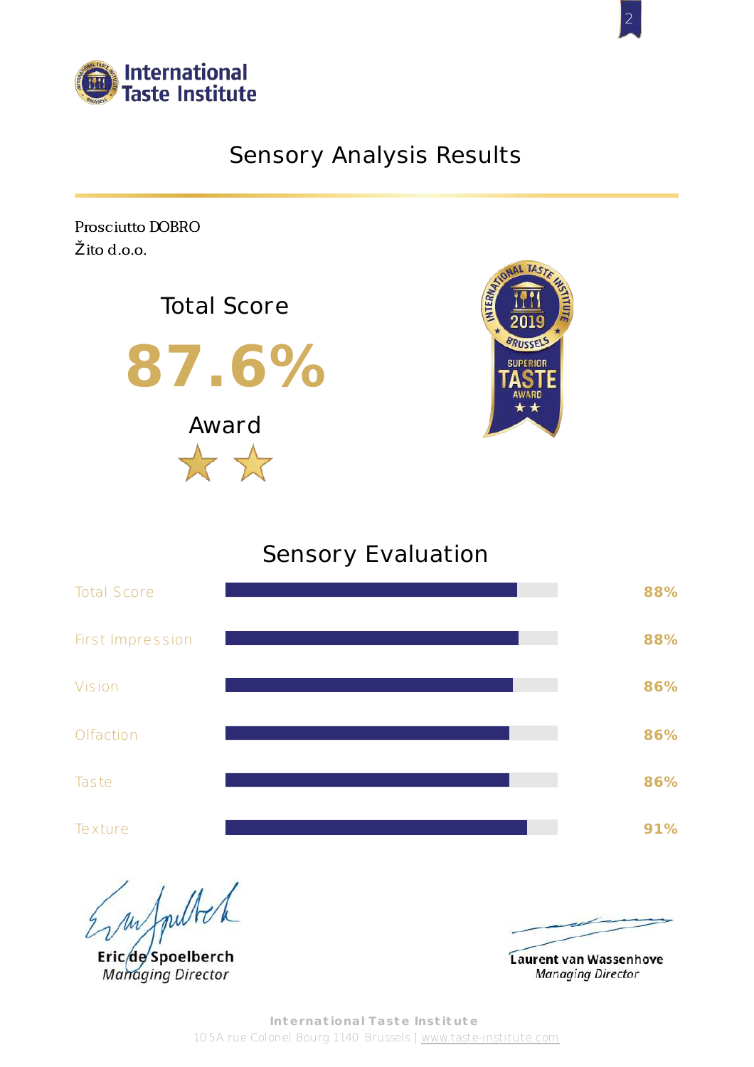International Taste Institute

# Sensory Analysis Results

Prosciutto DOBRO
Žito d.o.o.

## Total Score

**87.6%**

## Award

★ ★

## Sensory Evaluation

| Criterion | Score |
| --- | --- |
| Total Score | 88% |
| First Impression | 88% |
| Vision | 86% |
| Olfaction | 86% |
| Taste | 86% |
| Texture | 91% |

Eric de Spoelberch
*Managing Director*

Laurent van Wassenhove
*Managing Director*

**International Taste Institute**
105A rue Colonel Bourg 1140 Brussels | www.taste-institute.com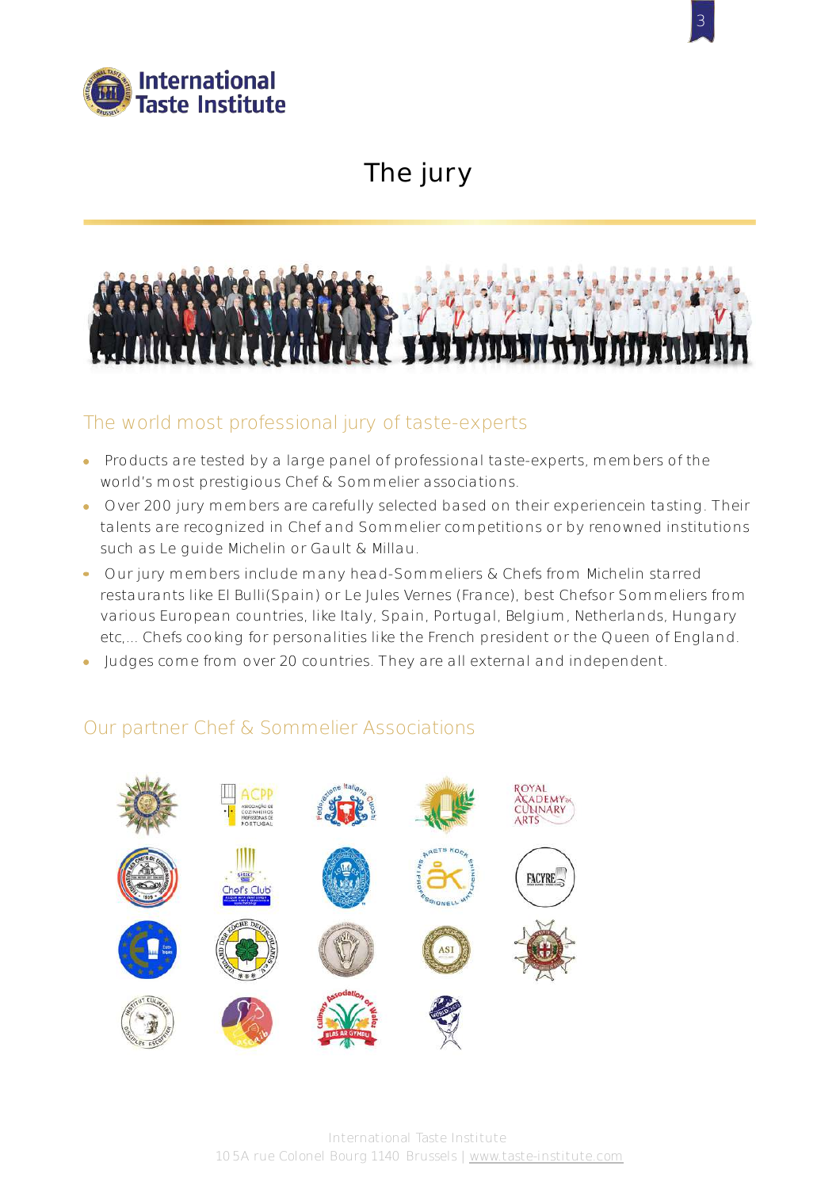# The jury

## The world most professional jury of taste-experts

- Products are tested by a large panel of professional taste-experts, members of the world's most prestigious Chef & Sommelier associations.
- Over 200 jury members are carefully selected based on their experiencein tasting. Their talents are recognized in Chef and Sommelier competitions or by renowned institutions such as Le guide Michelin or Gault & Millau.
- Our jury members include many head-Sommeliers & Chefs from Michelin starred restaurants like El Bulli(Spain) or Le Jules Vernes (France), best Chefsor Sommeliers from various European countries, like Italy, Spain, Portugal, Belgium, Netherlands, Hungary etc,... Chefs cooking for personalities like the French president or the Queen of England.
- Judges come from over 20 countries. They are all external and independent.

## Our partner Chef & Sommelier Associations

International Taste Institute
105A rue Colonel Bourg 1140 Brussels | www.taste-institute.com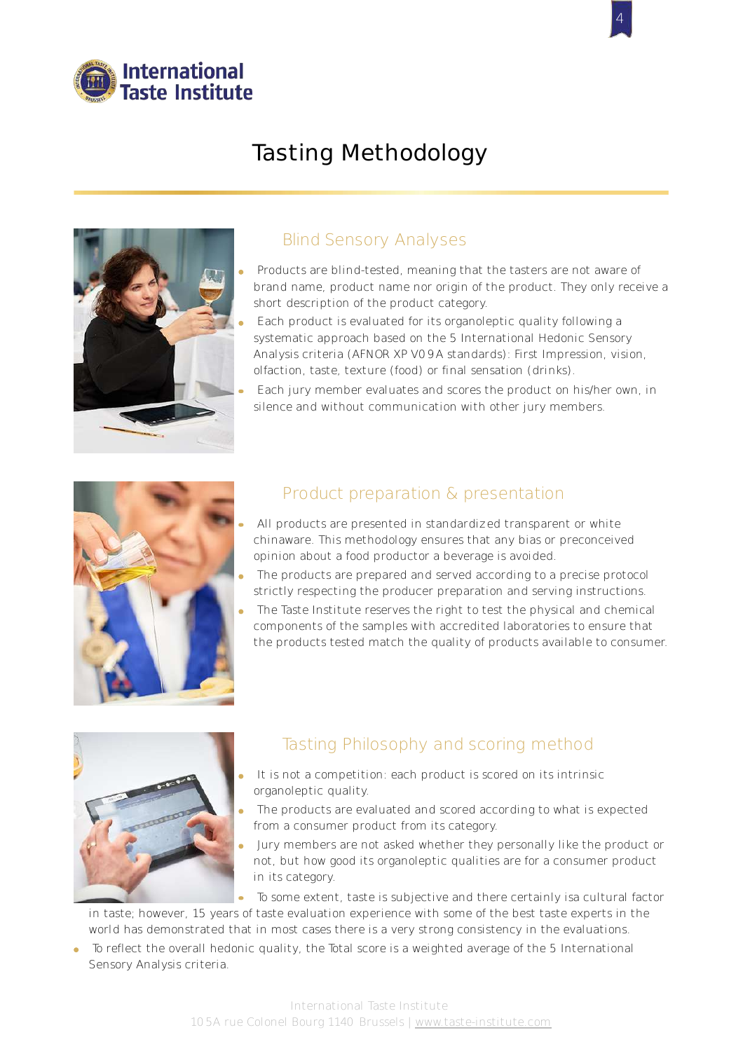# Tasting Methodology

## Blind Sensory Analyses

- Products are blind-tested, meaning that the tasters are not aware of brand name, product name nor origin of the product. They only receive a short description of the product category.
- Each product is evaluated for its organoleptic quality following a systematic approach based on the 5 International Hedonic Sensory Analysis criteria (AFNOR XP V09A standards): First Impression, vision, olfaction, taste, texture (food) or final sensation (drinks).
- Each jury member evaluates and scores the product on his/her own, in silence and without communication with other jury members.

## Product preparation & presentation

- All products are presented in standardized transparent or white chinaware. This methodology ensures that any bias or preconceived opinion about a food productor a beverage is avoided.
- The products are prepared and served according to a precise protocol strictly respecting the producer preparation and serving instructions.
- The Taste Institute reserves the right to test the physical and chemical components of the samples with accredited laboratories to ensure that the products tested match the quality of products available to consumer.

## Tasting Philosophy and scoring method

- It is not a competition: each product is scored on its intrinsic organoleptic quality.
- The products are evaluated and scored according to what is expected from a consumer product from its category.
- Jury members are not asked whether they personally like the product or not, but how good its organoleptic qualities are for a consumer product in its category.
- To some extent, taste is subjective and there certainly isa cultural factor in taste; however, 15 years of taste evaluation experience with some of the best taste experts in the world has demonstrated that in most cases there is a very strong consistency in the evaluations.
- To reflect the overall hedonic quality, the Total score is a weighted average of the 5 International Sensory Analysis criteria.

International Taste Institute
105A rue Colonel Bourg 1140 Brussels | www.taste-institute.com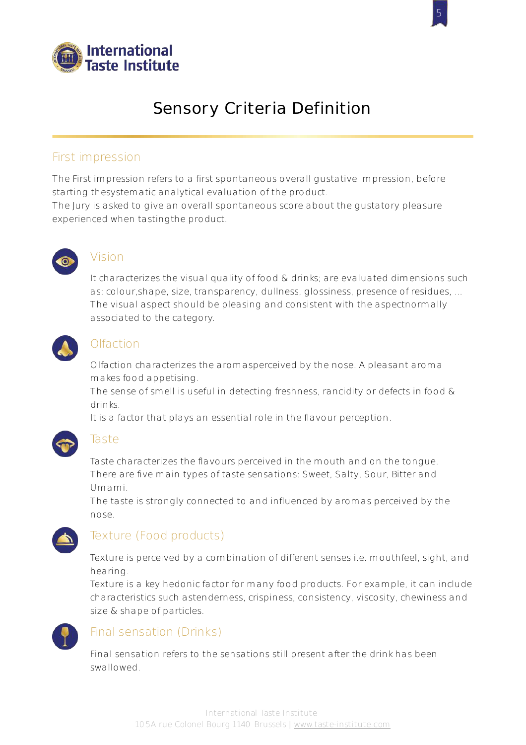# Sensory Criteria Definition

## First impression

The First impression refers to a first spontaneous overall gustative impression, before starting thesystematic analytical evaluation of the product.
The Jury is asked to give an overall spontaneous score about the gustatory pleasure experienced when tastingthe product.

## Vision

It characterizes the visual quality of food & drinks; are evaluated dimensions such as: colour,shape, size, transparency, dullness, glossiness, presence of residues, ...
The visual aspect should be pleasing and consistent with the aspectnormally associated to the category.

## Olfaction

Olfaction characterizes the aromasperceived by the nose. A pleasant aroma makes food appetising.
The sense of smell is useful in detecting freshness, rancidity or defects in food & drinks.
It is a factor that plays an essential role in the flavour perception.

## Taste

Taste characterizes the flavours perceived in the mouth and on the tongue.
There are five main types of taste sensations: Sweet, Salty, Sour, Bitter and Umami.
The taste is strongly connected to and influenced by aromas perceived by the nose.

## Texture (Food products)

Texture is perceived by a combination of different senses i.e. mouthfeel, sight, and hearing.
Texture is a key hedonic factor for many food products. For example, it can include characteristics such astenderness, crispiness, consistency, viscosity, chewiness and size & shape of particles.

## Final sensation (Drinks)

Final sensation refers to the sensations still present after the drink has been swallowed.

International Taste Institute
105A rue Colonel Bourg 1140 Brussels | www.taste-institute.com